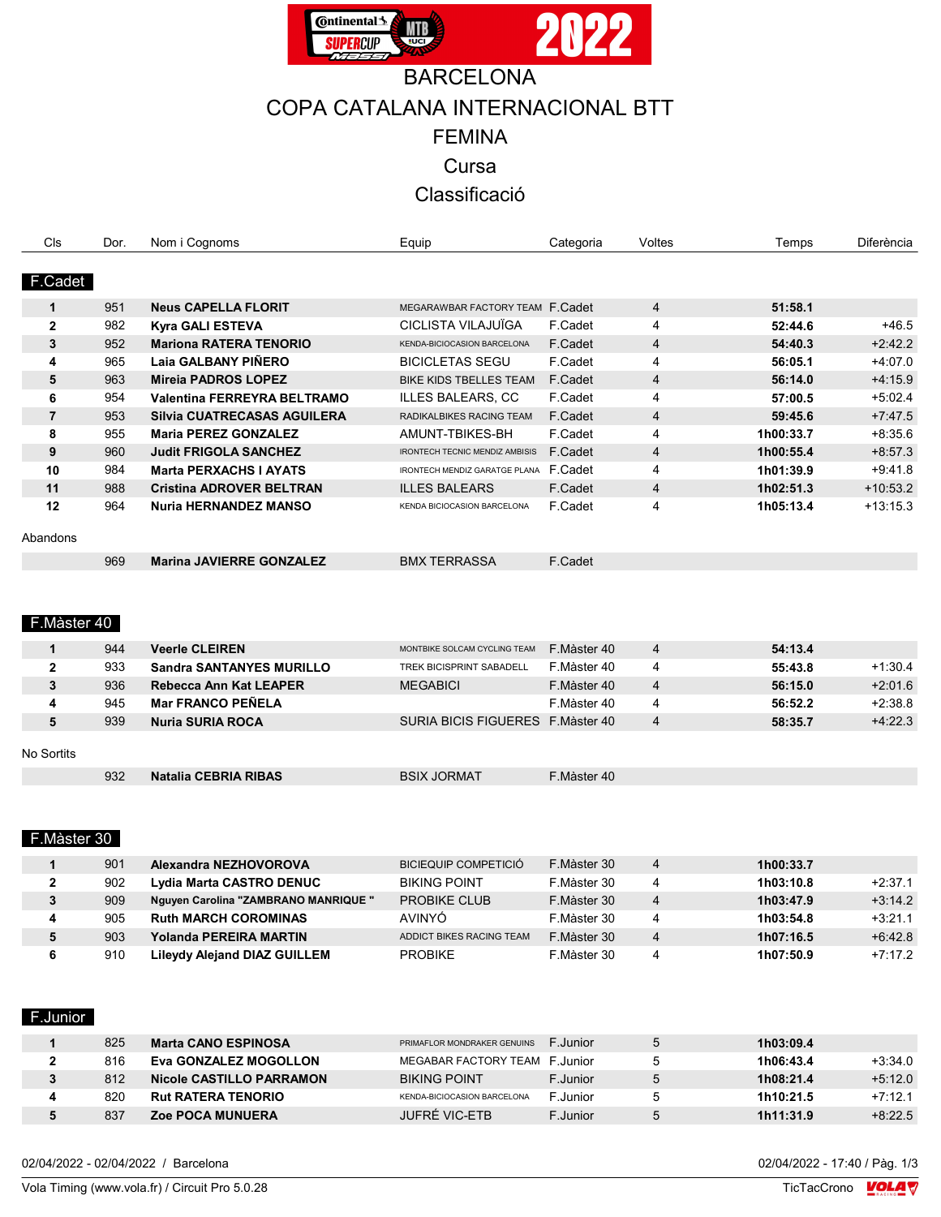# BARCELONA

# COPA CATALANA INTERNACIONAL BTT

## FEMINA

## Cursa

## Classificació

### F.Cadet

| Cls | Dor. | Nom i Cognoms | Equip | Categoria | Voltes | Temps | Diferència |
|---|---|---|---|---|---|---|---|
| 1 | 951 | **Neus CAPELLA FLORIT** | MEGARAWBAR FACTORY TEAM | F.Cadet | 4 | **51:58.1** | |
| 2 | 982 | **Kyra GALI ESTEVA** | CICLISTA VILAJUÏGA | F.Cadet | 4 | **52:44.6** | +46.5 |
| 3 | 952 | **Mariona RATERA TENORIO** | KENDA-BICIOCASION BARCELONA | F.Cadet | 4 | **54:40.3** | +2:42.2 |
| 4 | 965 | **Laia GALBANY PIÑERO** | BICICLETAS SEGU | F.Cadet | 4 | **56:05.1** | +4:07.0 |
| 5 | 963 | **Mireia PADROS LOPEZ** | BIKE KIDS TBELLES TEAM | F.Cadet | 4 | **56:14.0** | +4:15.9 |
| 6 | 954 | **Valentina FERREYRA BELTRAMO** | ILLES BALEARS, CC | F.Cadet | 4 | **57:00.5** | +5:02.4 |
| 7 | 953 | **Silvia CUATRECASAS AGUILERA** | RADIKALBIKES RACING TEAM | F.Cadet | 4 | **59:45.6** | +7:47.5 |
| 8 | 955 | **Maria PEREZ GONZALEZ** | AMUNT-TBIKES-BH | F.Cadet | 4 | **1h00:33.7** | +8:35.6 |
| 9 | 960 | **Judit FRIGOLA SANCHEZ** | IRONTECH TECNIC MENDIZ AMBISIS | F.Cadet | 4 | **1h00:55.4** | +8:57.3 |
| 10 | 984 | **Marta PERXACHS I AYATS** | IRONTECH MENDIZ GARATGE PLANA | F.Cadet | 4 | **1h01:39.9** | +9:41.8 |
| 11 | 988 | **Cristina ADROVER BELTRAN** | ILLES BALEARS | F.Cadet | 4 | **1h02:51.3** | +10:53.2 |
| 12 | 964 | **Nuria HERNANDEZ MANSO** | KENDA BICIOCASION BARCELONA | F.Cadet | 4 | **1h05:13.4** | +13:15.3 |

Abandons

| Cls | Dor. | Nom i Cognoms | Equip | Categoria | Voltes | Temps | Diferència |
|---|---|---|---|---|---|---|---|
| | 969 | **Marina JAVIERRE GONZALEZ** | BMX TERRASSA | F.Cadet | | | |

### F.Màster 40

| Cls | Dor. | Nom i Cognoms | Equip | Categoria | Voltes | Temps | Diferència |
|---|---|---|---|---|---|---|---|
| 1 | 944 | **Veerle CLEIREN** | MONTBIKE SOLCAM CYCLING TEAM | F.Màster 40 | 4 | **54:13.4** | |
| 2 | 933 | **Sandra SANTANYES MURILLO** | TREK BICISPRINT SABADELL | F.Màster 40 | 4 | **55:43.8** | +1:30.4 |
| 3 | 936 | **Rebecca Ann Kat LEAPER** | MEGABICI | F.Màster 40 | 4 | **56:15.0** | +2:01.6 |
| 4 | 945 | **Mar FRANCO PEÑELA** | | F.Màster 40 | 4 | **56:52.2** | +2:38.8 |
| 5 | 939 | **Nuria SURIA ROCA** | SURIA BICIS FIGUERES | F.Màster 40 | 4 | **58:35.7** | +4:22.3 |

No Sortits

| Cls | Dor. | Nom i Cognoms | Equip | Categoria | Voltes | Temps | Diferència |
|---|---|---|---|---|---|---|---|
| | 932 | **Natalia CEBRIA RIBAS** | BSIX JORMAT | F.Màster 40 | | | |

### F.Màster 30

| Cls | Dor. | Nom i Cognoms | Equip | Categoria | Voltes | Temps | Diferència |
|---|---|---|---|---|---|---|---|
| 1 | 901 | **Alexandra NEZHOVOROVA** | BICIEQUIP COMPETICIÓ | F.Màster 30 | 4 | **1h00:33.7** | |
| 2 | 902 | **Lydia Marta CASTRO DENUC** | BIKING POINT | F.Màster 30 | 4 | **1h03:10.8** | +2:37.1 |
| 3 | 909 | **Nguyen Carolina "ZAMBRANO MANRIQUE "** | PROBIKE CLUB | F.Màster 30 | 4 | **1h03:47.9** | +3:14.2 |
| 4 | 905 | **Ruth MARCH COROMINAS** | AVINYÓ | F.Màster 30 | 4 | **1h03:54.8** | +3:21.1 |
| 5 | 903 | **Yolanda PEREIRA MARTIN** | ADDICT BIKES RACING TEAM | F.Màster 30 | 4 | **1h07:16.5** | +6:42.8 |
| 6 | 910 | **Lileydy Alejand DIAZ GUILLEM** | PROBIKE | F.Màster 30 | 4 | **1h07:50.9** | +7:17.2 |

### F.Junior

| Cls | Dor. | Nom i Cognoms | Equip | Categoria | Voltes | Temps | Diferència |
|---|---|---|---|---|---|---|---|
| 1 | 825 | **Marta CANO ESPINOSA** | PRIMAFLOR MONDRAKER GENUINS | F.Junior | 5 | **1h03:09.4** | |
| 2 | 816 | **Eva GONZALEZ MOGOLLON** | MEGABAR FACTORY TEAM | F.Junior | 5 | **1h06:43.4** | +3:34.0 |
| 3 | 812 | **Nicole CASTILLO PARRAMON** | BIKING POINT | F.Junior | 5 | **1h08:21.4** | +5:12.0 |
| 4 | 820 | **Rut RATERA TENORIO** | KENDA-BICIOCASION BARCELONA | F.Junior | 5 | **1h10:21.5** | +7:12.1 |
| 5 | 837 | **Zoe POCA MUNUERA** | JUFRÉ VIC-ETB | F.Junior | 5 | **1h11:31.9** | +8:22.5 |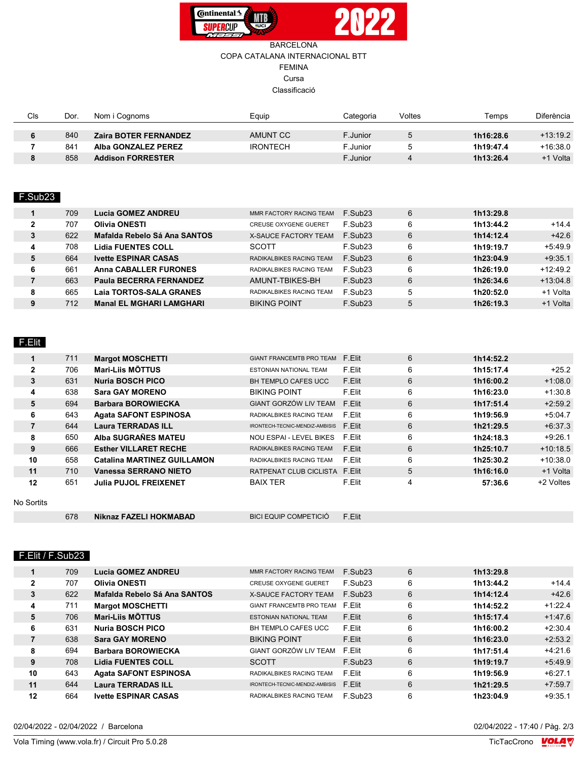BARCELONA
COPA CATALANA INTERNACIONAL BTT
FEMINA
Cursa
Classificació

| Cls | Dor. | Nom i Cognoms | Equip | Categoria | Voltes | Temps | Diferència |
|---|---|---|---|---|---|---|---|
| 6 | 840 | **Zaira BOTER FERNANDEZ** | AMUNT CC | F.Junior | 5 | **1h16:28.6** | +13:19.2 |
| 7 | 841 | **Alba GONZALEZ PEREZ** | IRONTECH | F.Junior | 5 | **1h19:47.4** | +16:38.0 |
| 8 | 858 | **Addison FORRESTER** | | F.Junior | 4 | **1h13:26.4** | +1 Volta |

## F.Sub23

| Cls | Dor. | Nom i Cognoms | Equip | Categoria | Voltes | Temps | Diferència |
|---|---|---|---|---|---|---|---|
| 1 | 709 | **Lucia GOMEZ ANDREU** | MMR FACTORY RACING TEAM | F.Sub23 | 6 | **1h13:29.8** | |
| 2 | 707 | **Olivia ONESTI** | CREUSE OXYGENE GUERET | F.Sub23 | 6 | **1h13:44.2** | +14.4 |
| 3 | 622 | **Mafalda Rebelo Sá Ana SANTOS** | X-SAUCE FACTORY TEAM | F.Sub23 | 6 | **1h14:12.4** | +42.6 |
| 4 | 708 | **Lidia FUENTES COLL** | SCOTT | F.Sub23 | 6 | **1h19:19.7** | +5:49.9 |
| 5 | 664 | **Ivette ESPINAR CASAS** | RADIKALBIKES RACING TEAM | F.Sub23 | 6 | **1h23:04.9** | +9:35.1 |
| 6 | 661 | **Anna CABALLER FURONES** | RADIKALBIKES RACING TEAM | F.Sub23 | 6 | **1h26:19.0** | +12:49.2 |
| 7 | 663 | **Paula BECERRA FERNANDEZ** | AMUNT-TBIKES-BH | F.Sub23 | 6 | **1h26:34.6** | +13:04.8 |
| 8 | 665 | **Laia TORTOS-SALA GRANES** | RADIKALBIKES RACING TEAM | F.Sub23 | 5 | **1h20:52.0** | +1 Volta |
| 9 | 712 | **Manal EL MGHARI LAMGHARI** | BIKING POINT | F.Sub23 | 5 | **1h26:19.3** | +1 Volta |

## F.Elit

| Cls | Dor. | Nom i Cognoms | Equip | Categoria | Voltes | Temps | Diferència |
|---|---|---|---|---|---|---|---|
| 1 | 711 | **Margot MOSCHETTI** | GIANT FRANCEMTB PRO TEAM | F.Elit | 6 | **1h14:52.2** | |
| 2 | 706 | **Mari-Liis MÕTTUS** | ESTONIAN NATIONAL TEAM | F.Elit | 6 | **1h15:17.4** | +25.2 |
| 3 | 631 | **Nuria BOSCH PICO** | BH TEMPLO CAFES UCC | F.Elit | 6 | **1h16:00.2** | +1:08.0 |
| 4 | 638 | **Sara GAY MORENO** | BIKING POINT | F.Elit | 6 | **1h16:23.0** | +1:30.8 |
| 5 | 694 | **Barbara BOROWIECKA** | GIANT GORZÓW LIV TEAM | F.Elit | 6 | **1h17:51.4** | +2:59.2 |
| 6 | 643 | **Agata SAFONT ESPINOSA** | RADIKALBIKES RACING TEAM | F.Elit | 6 | **1h19:56.9** | +5:04.7 |
| 7 | 644 | **Laura TERRADAS ILL** | IRONTECH-TECNIC-MENDIZ-AMBISIS | F.Elit | 6 | **1h21:29.5** | +6:37.3 |
| 8 | 650 | **Alba SUGRAÑES MATEU** | NOU ESPAI - LEVEL BIKES | F.Elit | 6 | **1h24:18.3** | +9:26.1 |
| 9 | 666 | **Esther VILLARET RECHE** | RADIKALBIKES RACING TEAM | F.Elit | 6 | **1h25:10.7** | +10:18.5 |
| 10 | 658 | **Catalina MARTINEZ GUILLAMON** | RADIKALBIKES RACING TEAM | F.Elit | 6 | **1h25:30.2** | +10:38.0 |
| 11 | 710 | **Vanessa SERRANO NIETO** | RATPENAT CLUB CICLISTA | F.Elit | 5 | **1h16:16.0** | +1 Volta |
| 12 | 651 | **Julia PUJOL FREIXENET** | BAIX TER | F.Elit | 4 | **57:36.6** | +2 Voltes |

No Sortits

| Cls | Dor. | Nom i Cognoms | Equip | Categoria | Voltes | Temps | Diferència |
|---|---|---|---|---|---|---|---|
| | 678 | **Niknaz FAZELI HOKMABAD** | BICI EQUIP COMPETICIÓ | F.Elit | | | |

## F.Elit / F.Sub23

| Cls | Dor. | Nom i Cognoms | Equip | Categoria | Voltes | Temps | Diferència |
|---|---|---|---|---|---|---|---|
| 1 | 709 | **Lucia GOMEZ ANDREU** | MMR FACTORY RACING TEAM | F.Sub23 | 6 | **1h13:29.8** | |
| 2 | 707 | **Olivia ONESTI** | CREUSE OXYGENE GUERET | F.Sub23 | 6 | **1h13:44.2** | +14.4 |
| 3 | 622 | **Mafalda Rebelo Sá Ana SANTOS** | X-SAUCE FACTORY TEAM | F.Sub23 | 6 | **1h14:12.4** | +42.6 |
| 4 | 711 | **Margot MOSCHETTI** | GIANT FRANCEMTB PRO TEAM | F.Elit | 6 | **1h14:52.2** | +1:22.4 |
| 5 | 706 | **Mari-Liis MÕTTUS** | ESTONIAN NATIONAL TEAM | F.Elit | 6 | **1h15:17.4** | +1:47.6 |
| 6 | 631 | **Nuria BOSCH PICO** | BH TEMPLO CAFES UCC | F.Elit | 6 | **1h16:00.2** | +2:30.4 |
| 7 | 638 | **Sara GAY MORENO** | BIKING POINT | F.Elit | 6 | **1h16:23.0** | +2:53.2 |
| 8 | 694 | **Barbara BOROWIECKA** | GIANT GORZÓW LIV TEAM | F.Elit | 6 | **1h17:51.4** | +4:21.6 |
| 9 | 708 | **Lidia FUENTES COLL** | SCOTT | F.Sub23 | 6 | **1h19:19.7** | +5:49.9 |
| 10 | 643 | **Agata SAFONT ESPINOSA** | RADIKALBIKES RACING TEAM | F.Elit | 6 | **1h19:56.9** | +6:27.1 |
| 11 | 644 | **Laura TERRADAS ILL** | IRONTECH-TECNIC-MENDIZ-AMBISIS | F.Elit | 6 | **1h21:29.5** | +7:59.7 |
| 12 | 664 | **Ivette ESPINAR CASAS** | RADIKALBIKES RACING TEAM | F.Sub23 | 6 | **1h23:04.9** | +9:35.1 |

02/04/2022 - 02/04/2022 / Barcelona — 02/04/2022 - 17:40

Vola Timing (www.vola.fr) / Circuit Pro 5.0.28 — TicTacCrono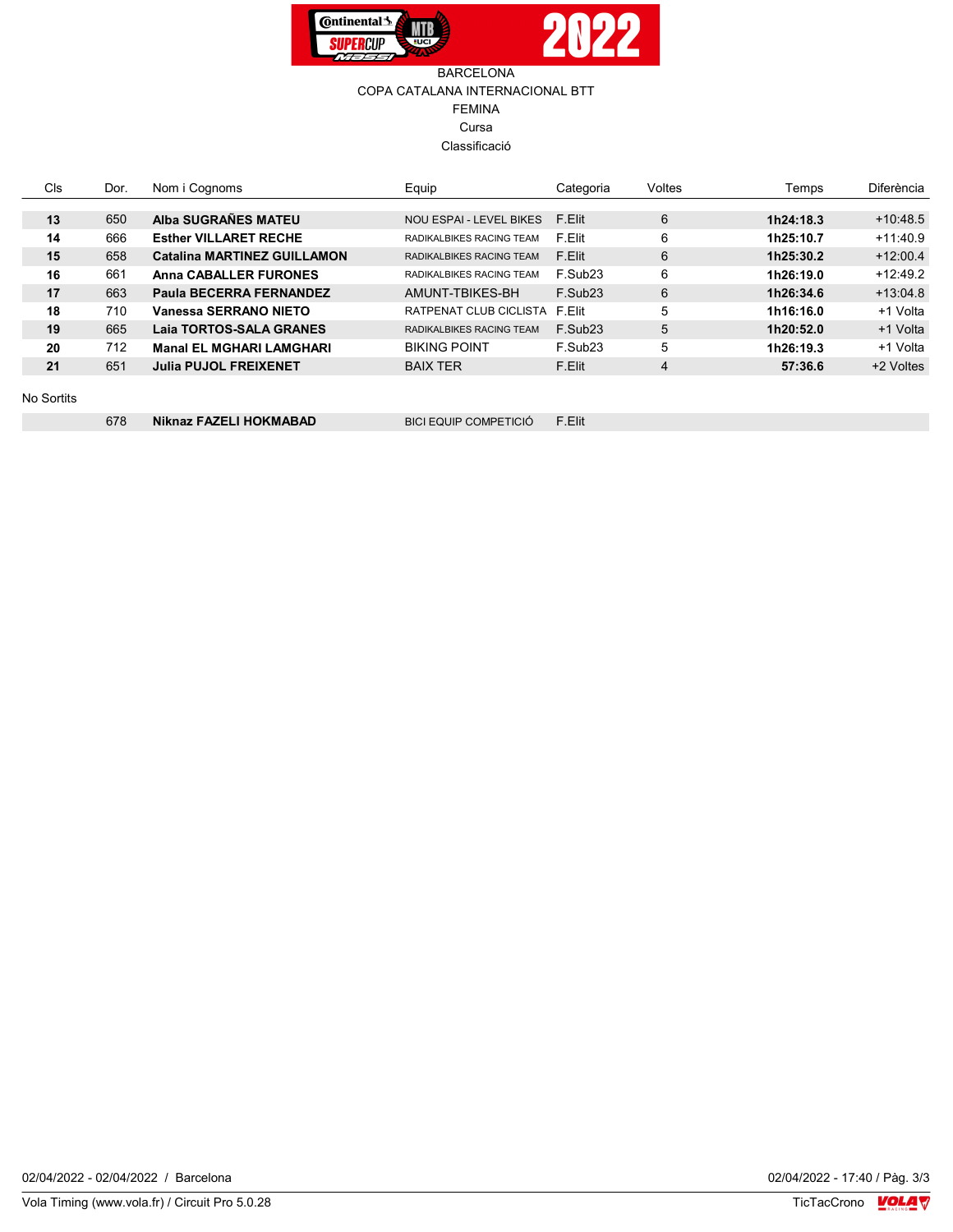BARCELONA

COPA CATALANA INTERNACIONAL BTT

FEMINA

Cursa

Classificació

| Cls | Dor. | Nom i Cognoms | Equip | Categoria | Voltes | Temps | Diferència |
|---|---|---|---|---|---|---|---|
| **13** | 650 | **Alba SUGRAÑES MATEU** | NOU ESPAI - LEVEL BIKES | F.Elit | 6 | **1h24:18.3** | +10:48.5 |
| **14** | 666 | **Esther VILLARET RECHE** | RADIKALBIKES RACING TEAM | F.Elit | 6 | **1h25:10.7** | +11:40.9 |
| **15** | 658 | **Catalina MARTINEZ GUILLAMON** | RADIKALBIKES RACING TEAM | F.Elit | 6 | **1h25:30.2** | +12:00.4 |
| **16** | 661 | **Anna CABALLER FURONES** | RADIKALBIKES RACING TEAM | F.Sub23 | 6 | **1h26:19.0** | +12:49.2 |
| **17** | 663 | **Paula BECERRA FERNANDEZ** | AMUNT-TBIKES-BH | F.Sub23 | 6 | **1h26:34.6** | +13:04.8 |
| **18** | 710 | **Vanessa SERRANO NIETO** | RATPENAT CLUB CICLISTA | F.Elit | 5 | **1h16:16.0** | +1 Volta |
| **19** | 665 | **Laia TORTOS-SALA GRANES** | RADIKALBIKES RACING TEAM | F.Sub23 | 5 | **1h20:52.0** | +1 Volta |
| **20** | 712 | **Manal EL MGHARI LAMGHARI** | BIKING POINT | F.Sub23 | 5 | **1h26:19.3** | +1 Volta |
| **21** | 651 | **Julia PUJOL FREIXENET** | BAIX TER | F.Elit | 4 | **57:36.6** | +2 Voltes |

No Sortits

| | Dor. | Nom i Cognoms | Equip | Categoria |
|---|---|---|---|---|
| | 678 | **Niknaz FAZELI HOKMABAD** | BICI EQUIP COMPETICIÓ | F.Elit |

02/04/2022 - 02/04/2022 / Barcelona

02/04/2022 - 17:40

Vola Timing (www.vola.fr) / Circuit Pro 5.0.28

TicTacCrono